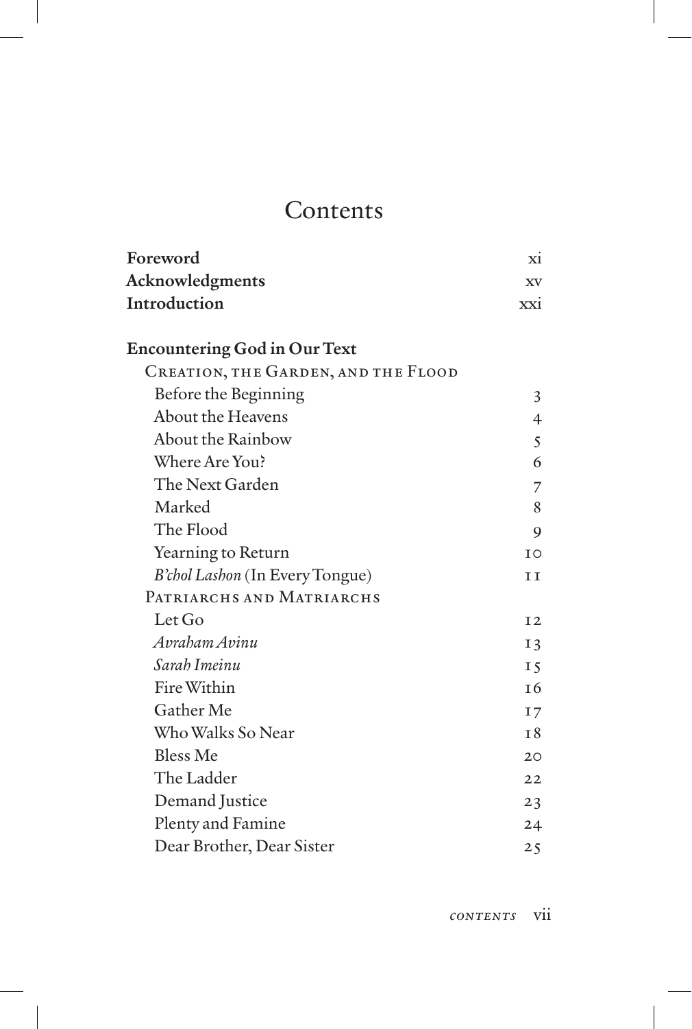# Contents

| | |
|---|---|
| **Foreword** | xi |
| **Acknowledgments** | xv |
| **Introduction** | xxi |
| **Encountering God in Our Text** | |
| CREATION, THE GARDEN, AND THE FLOOD | |
| Before the Beginning | 3 |
| About the Heavens | 4 |
| About the Rainbow | 5 |
| Where Are You? | 6 |
| The Next Garden | 7 |
| Marked | 8 |
| The Flood | 9 |
| Yearning to Return | 10 |
| *B'chol Lashon* (In Every Tongue) | 11 |
| PATRIARCHS AND MATRIARCHS | |
| Let Go | 12 |
| *Avraham Avinu* | 13 |
| *Sarah Imeinu* | 15 |
| Fire Within | 16 |
| Gather Me | 17 |
| Who Walks So Near | 18 |
| Bless Me | 20 |
| The Ladder | 22 |
| Demand Justice | 23 |
| Plenty and Famine | 24 |
| Dear Brother, Dear Sister | 25 |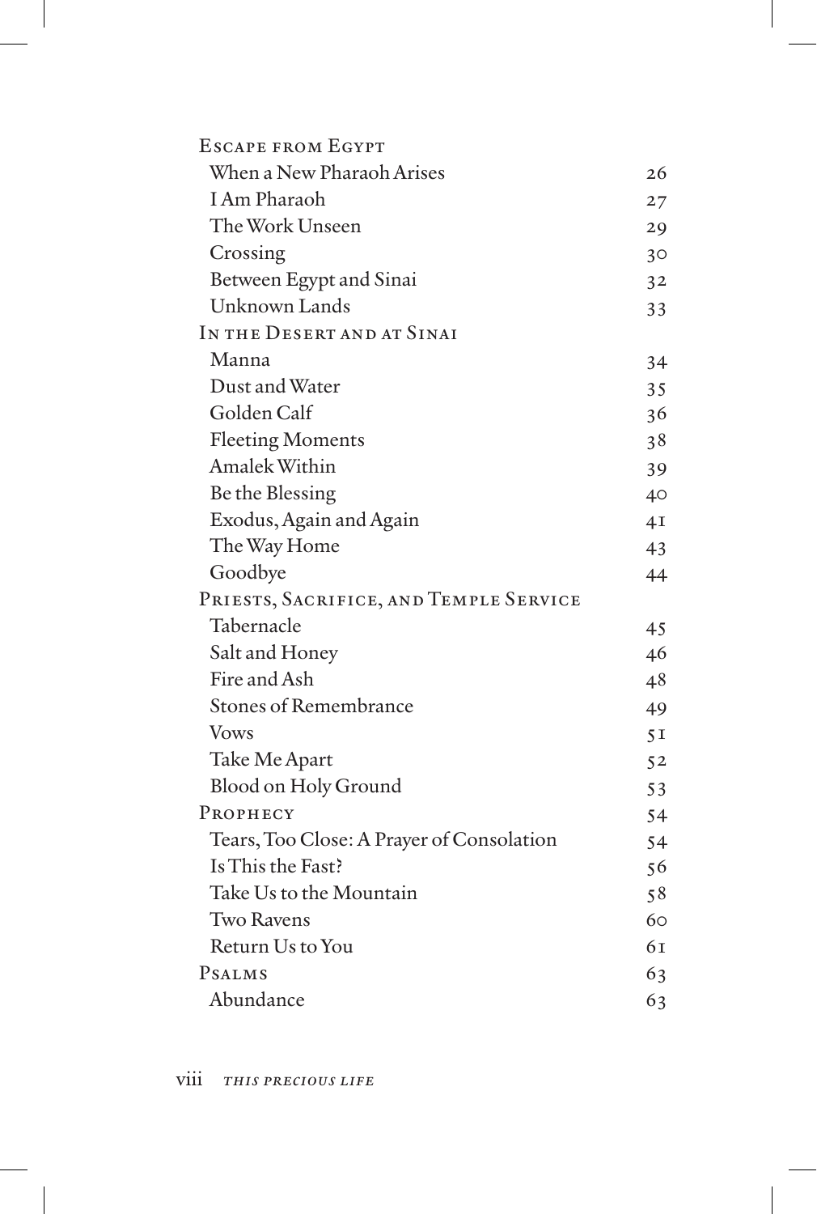Escape from Egypt

| | |
|---|---|
| When a New Pharaoh Arises | 26 |
| I Am Pharaoh | 27 |
| The Work Unseen | 29 |
| Crossing | 30 |
| Between Egypt and Sinai | 32 |
| Unknown Lands | 33 |

In the Desert and at Sinai

| | |
|---|---|
| Manna | 34 |
| Dust and Water | 35 |
| Golden Calf | 36 |
| Fleeting Moments | 38 |
| Amalek Within | 39 |
| Be the Blessing | 40 |
| Exodus, Again and Again | 41 |
| The Way Home | 43 |
| Goodbye | 44 |

Priests, Sacrifice, and Temple Service

| | |
|---|---|
| Tabernacle | 45 |
| Salt and Honey | 46 |
| Fire and Ash | 48 |
| Stones of Remembrance | 49 |
| Vows | 51 |
| Take Me Apart | 52 |
| Blood on Holy Ground | 53 |

| | |
|---|---|
| Prophecy | 54 |
| Tears, Too Close: A Prayer of Consolation | 54 |
| Is This the Fast? | 56 |
| Take Us to the Mountain | 58 |
| Two Ravens | 60 |
| Return Us to You | 61 |
| Psalms | 63 |
| Abundance | 63 |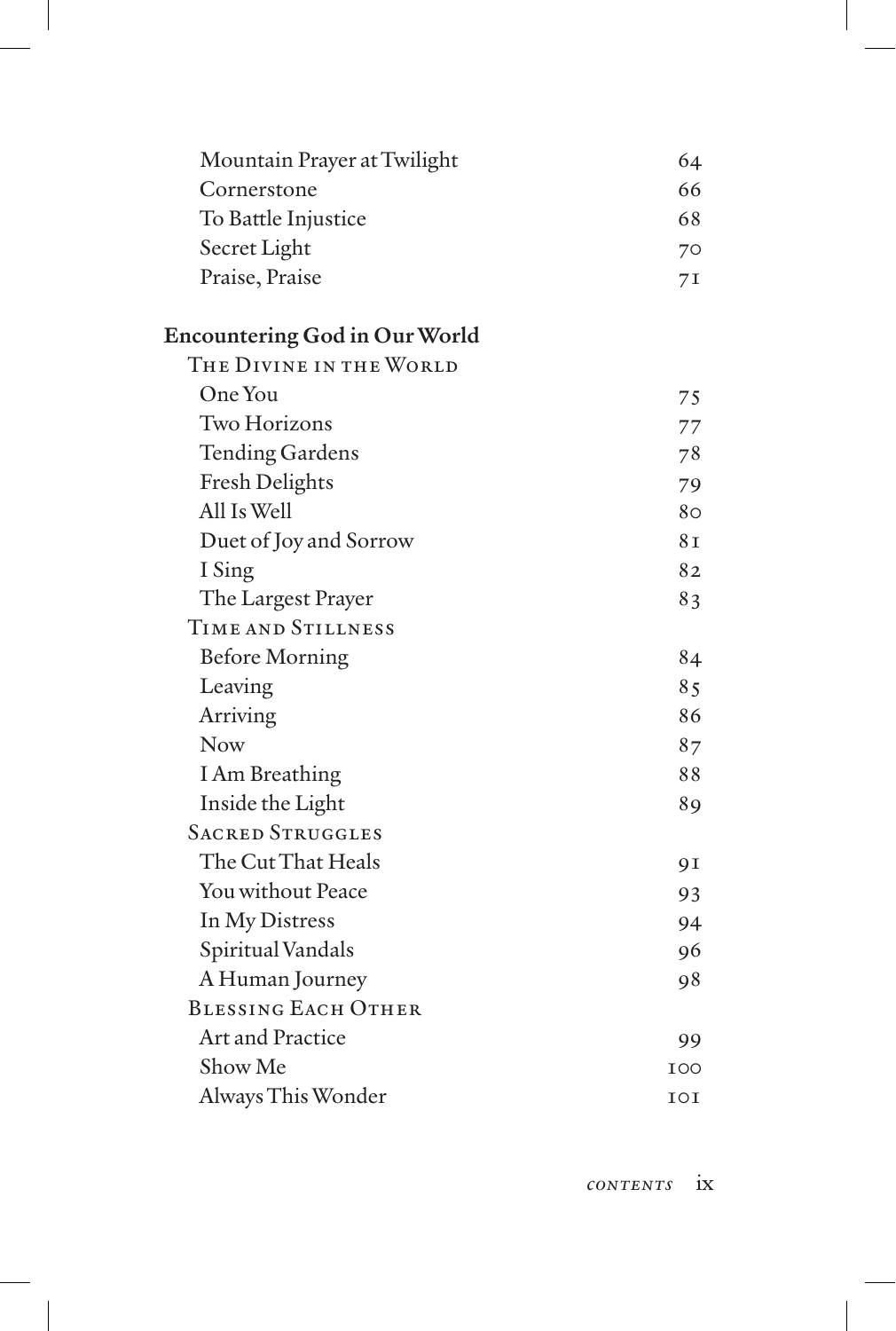| | |
|---|---|
| Mountain Prayer at Twilight | 64 |
| Cornerstone | 66 |
| To Battle Injustice | 68 |
| Secret Light | 70 |
| Praise, Praise | 71 |

**Encountering God in Our World**

| | |
|---|---|
| The Divine in the World | |
| One You | 75 |
| Two Horizons | 77 |
| Tending Gardens | 78 |
| Fresh Delights | 79 |
| All Is Well | 80 |
| Duet of Joy and Sorrow | 81 |
| I Sing | 82 |
| The Largest Prayer | 83 |
| Time and Stillness | |
| Before Morning | 84 |
| Leaving | 85 |
| Arriving | 86 |
| Now | 87 |
| I Am Breathing | 88 |
| Inside the Light | 89 |
| Sacred Struggles | |
| The Cut That Heals | 91 |
| You without Peace | 93 |
| In My Distress | 94 |
| Spiritual Vandals | 96 |
| A Human Journey | 98 |
| Blessing Each Other | |
| Art and Practice | 99 |
| Show Me | 100 |
| Always This Wonder | 101 |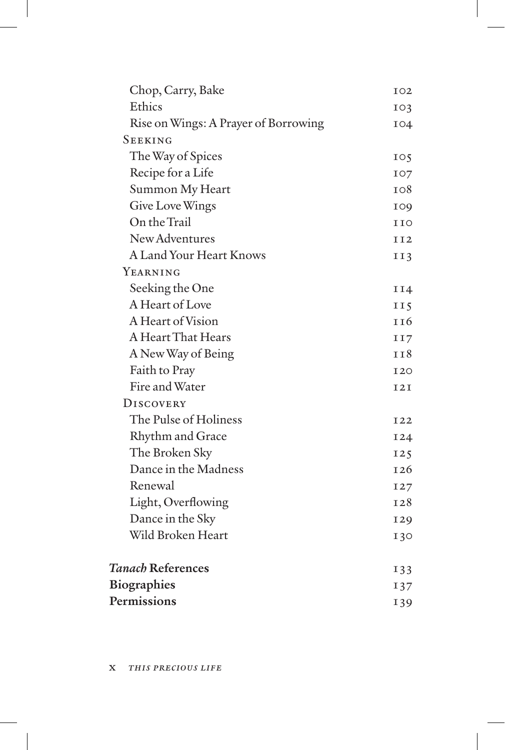| | |
|---|---|
| Chop, Carry, Bake | 102 |
| Ethics | 103 |
| Rise on Wings: A Prayer of Borrowing | 104 |
| SEEKING | |
| The Way of Spices | 105 |
| Recipe for a Life | 107 |
| Summon My Heart | 108 |
| Give Love Wings | 109 |
| On the Trail | 110 |
| New Adventures | 112 |
| A Land Your Heart Knows | 113 |
| YEARNING | |
| Seeking the One | 114 |
| A Heart of Love | 115 |
| A Heart of Vision | 116 |
| A Heart That Hears | 117 |
| A New Way of Being | 118 |
| Faith to Pray | 120 |
| Fire and Water | 121 |
| DISCOVERY | |
| The Pulse of Holiness | 122 |
| Rhythm and Grace | 124 |
| The Broken Sky | 125 |
| Dance in the Madness | 126 |
| Renewal | 127 |
| Light, Overflowing | 128 |
| Dance in the Sky | 129 |
| Wild Broken Heart | 130 |
| ***Tanach* References** | 133 |
| **Biographies** | 137 |
| **Permissions** | 139 |